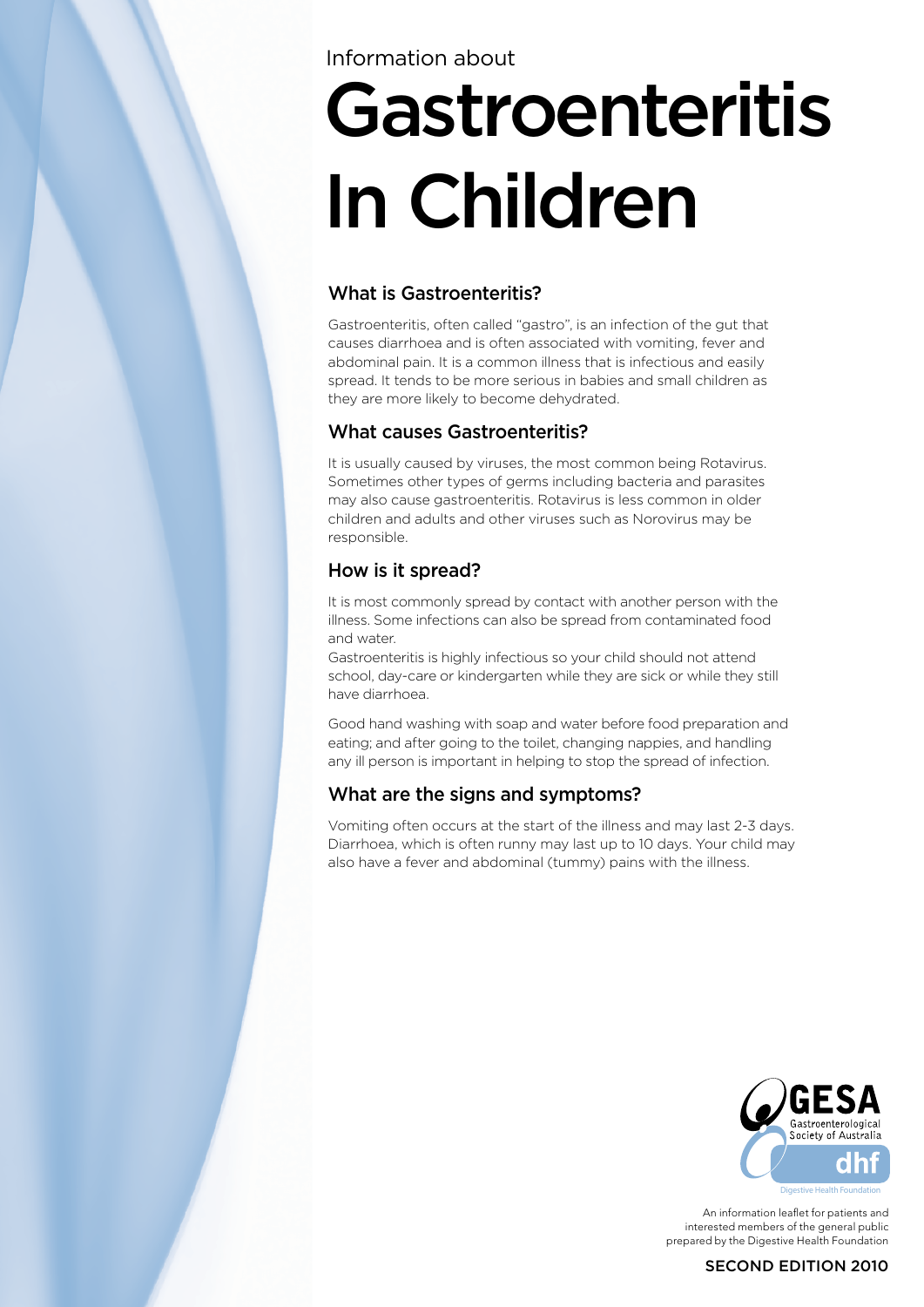Information about

# Gastroenteritis In Children

## What is Gastroenteritis?

Gastroenteritis, often called "gastro", is an infection of the gut that causes diarrhoea and is often associated with vomiting, fever and abdominal pain. It is a common illness that is infectious and easily spread. It tends to be more serious in babies and small children as they are more likely to become dehydrated.

## What causes Gastroenteritis?

It is usually caused by viruses, the most common being Rotavirus. Sometimes other types of germs including bacteria and parasites may also cause gastroenteritis. Rotavirus is less common in older children and adults and other viruses such as Norovirus may be responsible.

## How is it spread?

It is most commonly spread by contact with another person with the illness. Some infections can also be spread from contaminated food and water.

Gastroenteritis is highly infectious so your child should not attend school, day-care or kindergarten while they are sick or while they still have diarrhoea.

Good hand washing with soap and water before food preparation and eating; and after going to the toilet, changing nappies, and handling any ill person is important in helping to stop the spread of infection.

## What are the signs and symptoms?

Vomiting often occurs at the start of the illness and may last 2-3 days. Diarrhoea, which is often runny may last up to 10 days. Your child may also have a fever and abdominal (tummy) pains with the illness.

GESA Gastroenterological Society of Australia

dhf Digestive Health Foundation

An information leaflet for patients and interested members of the general public prepared by the Digestive Health Foundation

SECOND EDITION 2010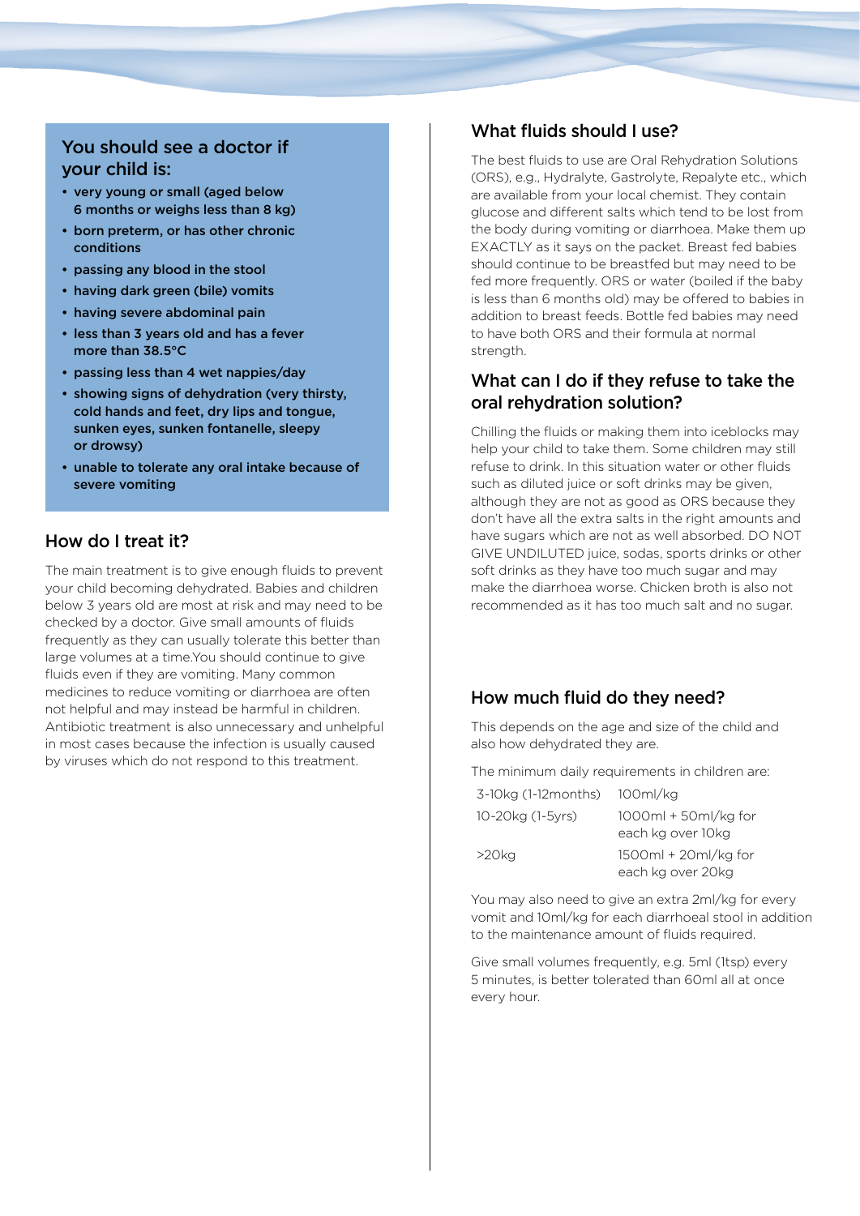## You should see a doctor if your child is:

- **very young or small (aged below 6 months or weighs less than 8 kg)**
- **born preterm, or has other chronic conditions**
- **passing any blood in the stool**
- **having dark green (bile) vomits**
- **having severe abdominal pain**
- **less than 3 years old and has a fever more than 38.5°C**
- **passing less than 4 wet nappies/day**
- **showing signs of dehydration (very thirsty, cold hands and feet, dry lips and tongue, sunken eyes, sunken fontanelle, sleepy or drowsy)**
- **unable to tolerate any oral intake because of severe vomiting**

## How do I treat it?

The main treatment is to give enough fluids to prevent your child becoming dehydrated. Babies and children below 3 years old are most at risk and may need to be checked by a doctor. Give small amounts of fluids frequently as they can usually tolerate this better than large volumes at a time.You should continue to give fluids even if they are vomiting. Many common medicines to reduce vomiting or diarrhoea are often not helpful and may instead be harmful in children. Antibiotic treatment is also unnecessary and unhelpful in most cases because the infection is usually caused by viruses which do not respond to this treatment.

## What fluids should I use?

The best fluids to use are Oral Rehydration Solutions (ORS), e.g., Hydralyte, Gastrolyte, Repalyte etc., which are available from your local chemist. They contain glucose and different salts which tend to be lost from the body during vomiting or diarrhoea. Make them up EXACTLY as it says on the packet. Breast fed babies should continue to be breastfed but may need to be fed more frequently. ORS or water (boiled if the baby is less than 6 months old) may be offered to babies in addition to breast feeds. Bottle fed babies may need to have both ORS and their formula at normal strength.

## What can I do if they refuse to take the oral rehydration solution?

Chilling the fluids or making them into iceblocks may help your child to take them. Some children may still refuse to drink. In this situation water or other fluids such as diluted juice or soft drinks may be given, although they are not as good as ORS because they don't have all the extra salts in the right amounts and have sugars which are not as well absorbed. DO NOT GIVE UNDILUTED juice, sodas, sports drinks or other soft drinks as they have too much sugar and may make the diarrhoea worse. Chicken broth is also not recommended as it has too much salt and no sugar.

## How much fluid do they need?

This depends on the age and size of the child and also how dehydrated they are.

The minimum daily requirements in children are:

| | |
|---|---|
| 3-10kg (1-12months) | 100ml/kg |
| 10-20kg (1-5yrs) | 1000ml + 50ml/kg for each kg over 10kg |
| >20kg | 1500ml + 20ml/kg for each kg over 20kg |

You may also need to give an extra 2ml/kg for every vomit and 10ml/kg for each diarrhoeal stool in addition to the maintenance amount of fluids required.

Give small volumes frequently, e.g. 5ml (1tsp) every 5 minutes, is better tolerated than 60ml all at once every hour.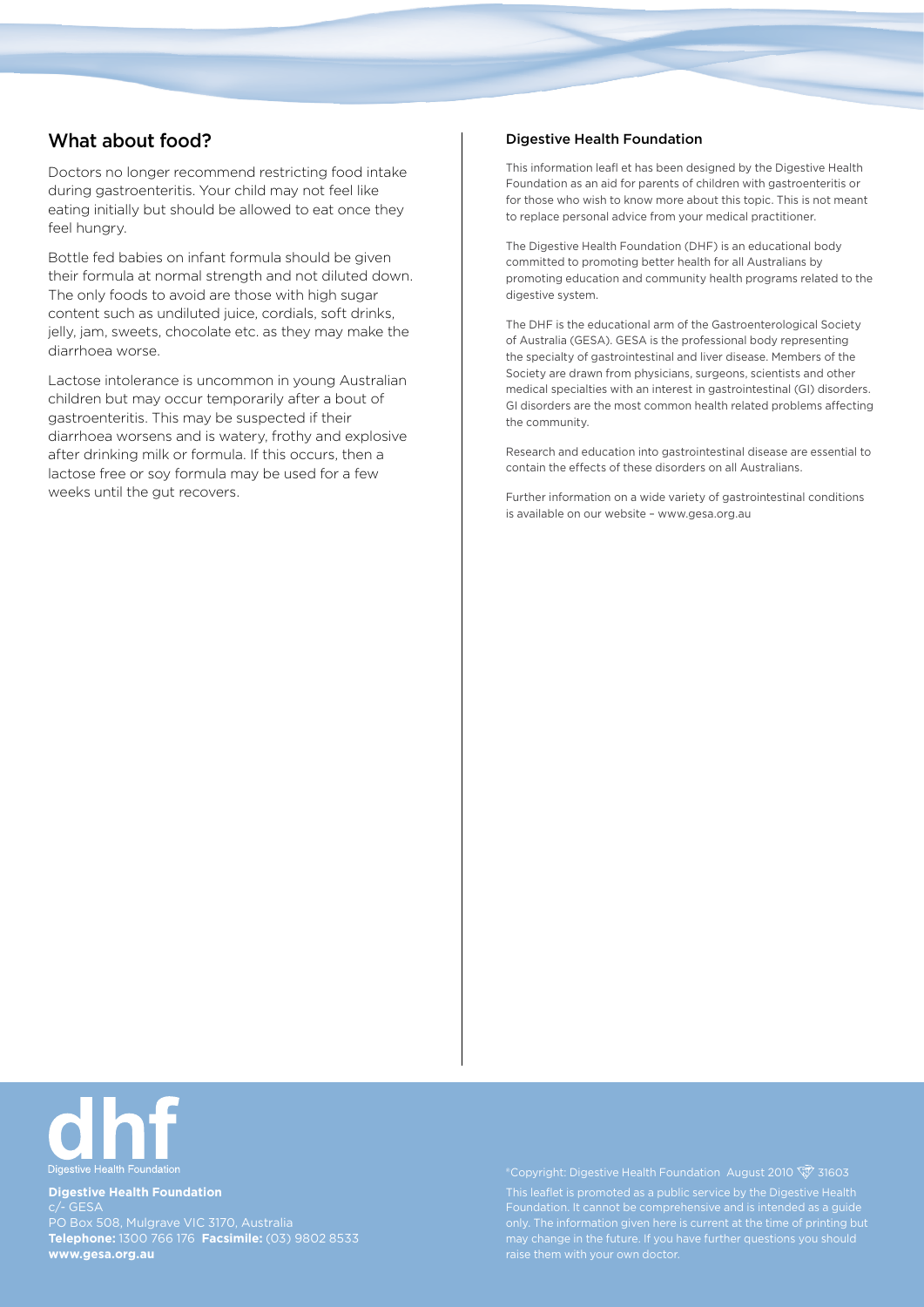## What about food?

Doctors no longer recommend restricting food intake during gastroenteritis. Your child may not feel like eating initially but should be allowed to eat once they feel hungry.

Bottle fed babies on infant formula should be given their formula at normal strength and not diluted down. The only foods to avoid are those with high sugar content such as undiluted juice, cordials, soft drinks, jelly, jam, sweets, chocolate etc. as they may make the diarrhoea worse.

Lactose intolerance is uncommon in young Australian children but may occur temporarily after a bout of gastroenteritis. This may be suspected if their diarrhoea worsens and is watery, frothy and explosive after drinking milk or formula. If this occurs, then a lactose free or soy formula may be used for a few weeks until the gut recovers.

### Digestive Health Foundation

This information leafl et has been designed by the Digestive Health Foundation as an aid for parents of children with gastroenteritis or for those who wish to know more about this topic. This is not meant to replace personal advice from your medical practitioner.

The Digestive Health Foundation (DHF) is an educational body committed to promoting better health for all Australians by promoting education and community health programs related to the digestive system.

The DHF is the educational arm of the Gastroenterological Society of Australia (GESA). GESA is the professional body representing the specialty of gastrointestinal and liver disease. Members of the Society are drawn from physicians, surgeons, scientists and other medical specialties with an interest in gastrointestinal (GI) disorders. GI disorders are the most common health related problems affecting the community.

Research and education into gastrointestinal disease are essential to contain the effects of these disorders on all Australians.

Further information on a wide variety of gastrointestinal conditions is available on our website – www.gesa.org.au

dhf
Digestive Health Foundation

**Digestive Health Foundation**
c/- GESA
PO Box 508, Mulgrave VIC 3170, Australia
**Telephone:** 1300 766 176 **Facsimile:** (03) 9802 8533
**www.gesa.org.au**

©Copyright: Digestive Health Foundation August 2010 31603

This leaflet is promoted as a public service by the Digestive Health Foundation. It cannot be comprehensive and is intended as a guide only. The information given here is current at the time of printing but may change in the future. If you have further questions you should raise them with your own doctor.